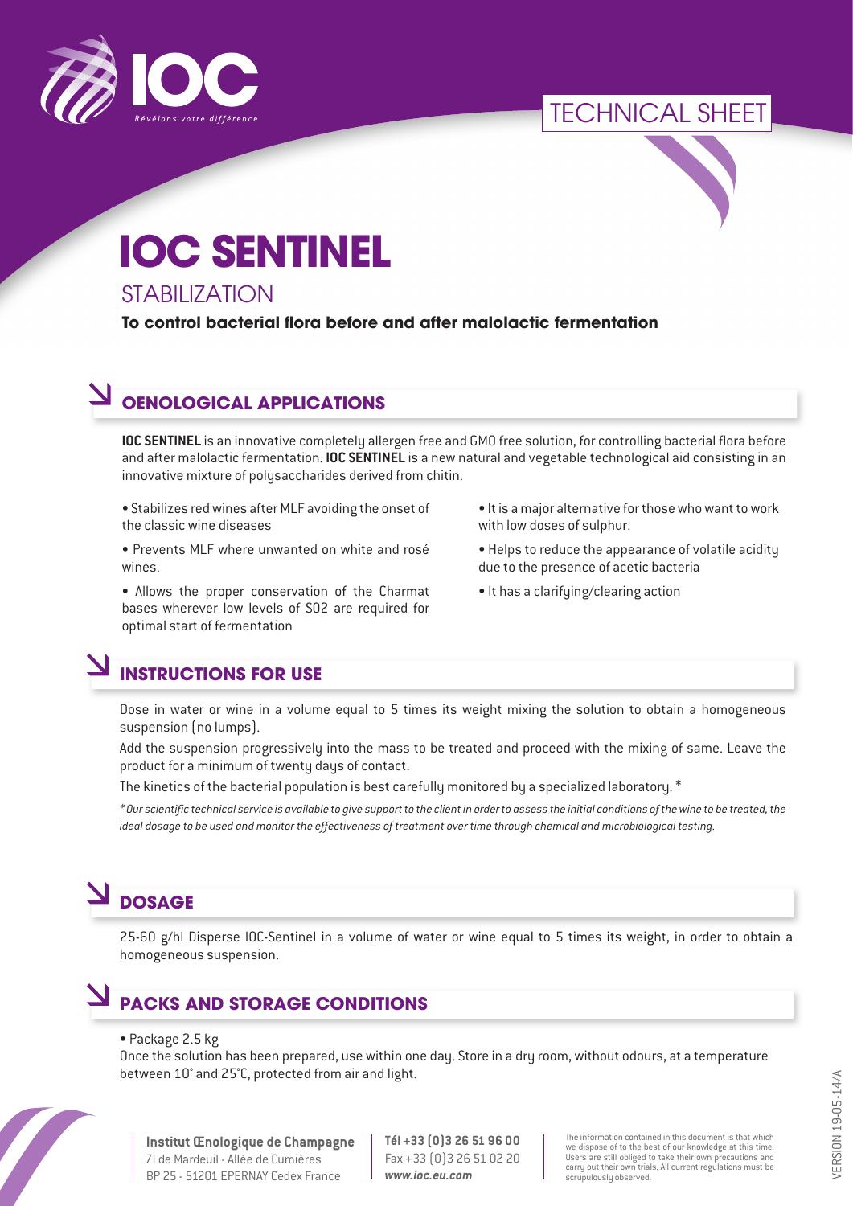TECHNICAL SHEET

# IOC SENTINEL

## STABILIZATION

**To control bacterial flora before and after malolactic fermentation**

## OENOLOGICAL APPLICATIONS

**IOC SENTINEL** is an innovative completely allergen free and GMO free solution, for controlling bacterial flora before and after malolactic fermentation. **IOC SENTINEL** is a new natural and vegetable technological aid consisting in an innovative mixture of polysaccharides derived from chitin.

- Stabilizes red wines after MLF avoiding the onset of the classic wine diseases
- Prevents MLF where unwanted on white and rosé wines.
- Allows the proper conservation of the Charmat bases wherever low levels of SO2 are required for optimal start of fermentation
- It is a major alternative for those who want to work with low doses of sulphur.
- Helps to reduce the appearance of volatile acidity due to the presence of acetic bacteria
- It has a clarifying/clearing action

## INSTRUCTIONS FOR USE

Dose in water or wine in a volume equal to 5 times its weight mixing the solution to obtain a homogeneous suspension (no lumps).

Add the suspension progressively into the mass to be treated and proceed with the mixing of same. Leave the product for a minimum of twenty days of contact.

The kinetics of the bacterial population is best carefully monitored by a specialized laboratory. *

*\* Our scientific technical service is available to give support to the client in order to assess the initial conditions of the wine to be treated, the ideal dosage to be used and monitor the effectiveness of treatment over time through chemical and microbiological testing.*

## DOSAGE

25-60 g/hl Disperse IOC-Sentinel in a volume of water or wine equal to 5 times its weight, in order to obtain a homogeneous suspension.

## PACKS AND STORAGE CONDITIONS

- Package 2.5 kg

Once the solution has been prepared, use within one day. Store in a dry room, without odours, at a temperature between 10° and 25°C, protected from air and light.

**Institut Œnologique de Champagne**
ZI de Mardeuil - Allée de Cumières
BP 25 - 51201 EPERNAY Cedex France

**Tél +33 (0)3 26 51 96 00**
Fax +33 (0)3 26 51 02 20
***www.ioc.eu.com***

The information contained in this document is that which we dispose of to the best of our knowledge at this time. Users are still obliged to take their own precautions and carry out their own trials. All current regulations must be scrupulously observed.

VERSION 19-05-14/A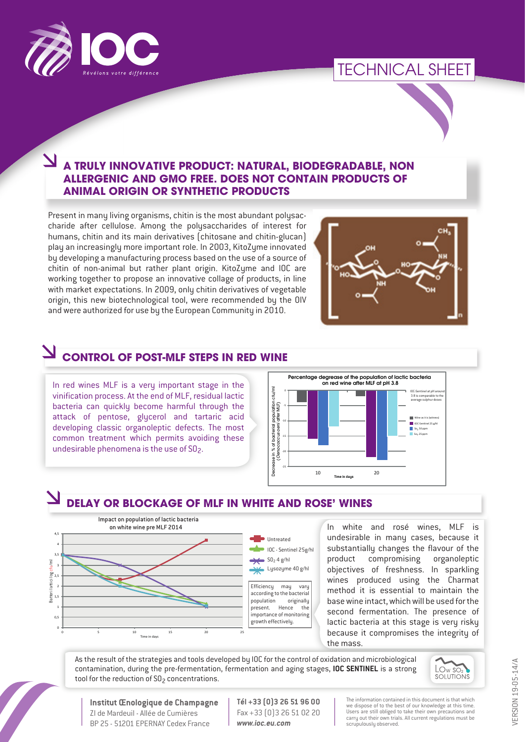IOC

*Révélons votre différence*

TECHNICAL SHEET

## A TRULY INNOVATIVE PRODUCT: NATURAL, BIODEGRADABLE, NON ALLERGENIC AND GMO FREE. DOES NOT CONTAIN PRODUCTS OF ANIMAL ORIGIN OR SYNTHETIC PRODUCTS

Present in many living organisms, chitin is the most abundant polysaccharide after cellulose. Among the polysaccharides of interest for humans, chitin and its main derivatives (chitosane and chitin-glucan) play an increasingly more important role. In 2003, KitoZyme innovated by developing a manufacturing process based on the use of a source of chitin of non-animal but rather plant origin. KitoZyme and IOC are working together to propose an innovative collage of products, in line with market expectations. In 2009, only chitin derivatives of vegetable origin, this new biotechnological tool, were recommended by the OIV and were authorized for use by the European Community in 2010.

## CONTROL OF POST-MLF STEPS IN RED WINE

In red wines MLF is a very important stage in the vinification process. At the end of MLF, residual lactic bacteria can quickly become harmful through the attack of pentose, glycerol and tartaric acid developing classic organoleptic defects. The most common treatment which permits avoiding these undesirable phenomena is the use of $SO_2$.

Percentage degrease of the population of lactic bacteria on red wine after MLF at pH 3.8

Decrease in % of bacterial population cfu/ml (Oenococcus oeni after MLF)

0
-5
-10
-15
-20
-25

10
20
Time in days

IOC-Sentinel at pH around 3.8 is comparable to the average sulphur doses

Wine as it is (witness)
IOC-Sentinel 25 g/hl
$SO_2$ 50 ppm
$SO_2$ 25 ppm

## DELAY OR BLOCKAGE OF MLF IN WHITE AND ROSE' WINES

Impact on population of lactic bacteria on white wine pre MLF 2014

Bacteri lattici log cfu/ml

4,5
4
3,5
3
2,5
2
1,5
1
0,5
0

0
5
10
15
20
25
Time in days

Untreated
IOC - Sentinel 25g/hl
$SO_2$ 4 g/hl
Lysozyme 40 g/hl

Efficiency may vary according to the bacterial population originally present. Hence the importance of monitoring growth effectively.

In white and rosé wines, MLF is undesirable in many cases, because it substantially changes the flavour of the product compromising organoleptic objectives of freshness. In sparkling wines produced using the Charmat method it is essential to maintain the base wine intact, which will be used for the second fermentation. The presence of lactic bacteria at this stage is very risky because it compromises the integrity of the mass.

As the result of the strategies and tools developed by IOC for the control of oxidation and microbiological contamination, during the pre-fermentation, fermentation and aging stages, **IOC SENTINEL** is a strong tool for the reduction of $SO_2$ concentrations.

LOw $SO_2$ SOLUTIONS

**Institut Œnologique de Champagne**
ZI de Mardeuil - Allée de Cumières
BP 25 - 51201 EPERNAY Cedex France

**Tél +33 (0)3 26 51 96 00**
Fax +33 (0)3 26 51 02 20
***www.ioc.eu.com***

The information contained in this document is that which we dispose of to the best of our knowledge at this time. Users are still obliged to take their own precautions and carry out their own trials. All current regulations must be scrupulously observed.

VERSION 19-05-14/A